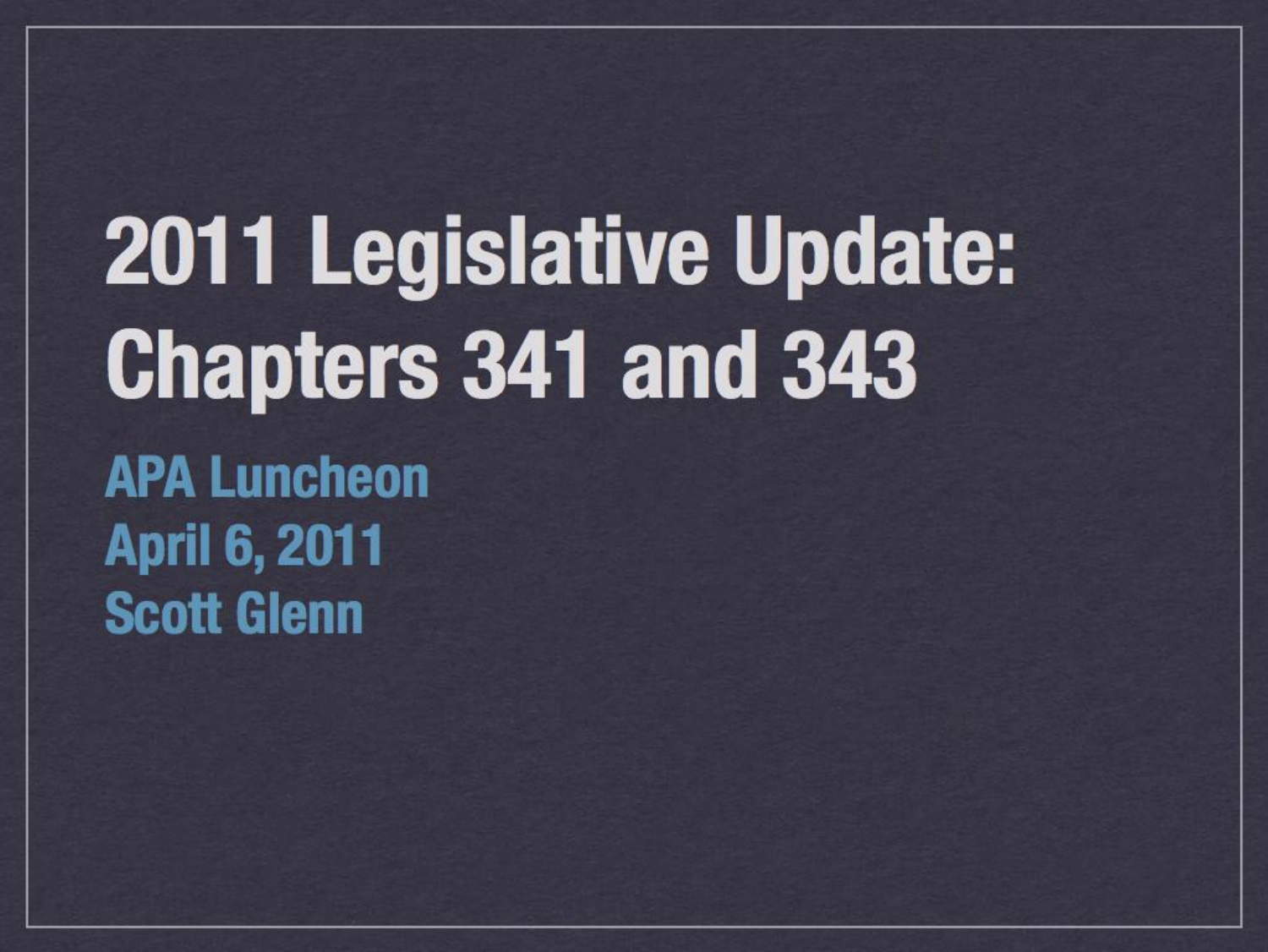# 2011 Legislative Update: Chapters 341 and 343

**APA Luncheon**
**April 6, 2011**
**Scott Glenn**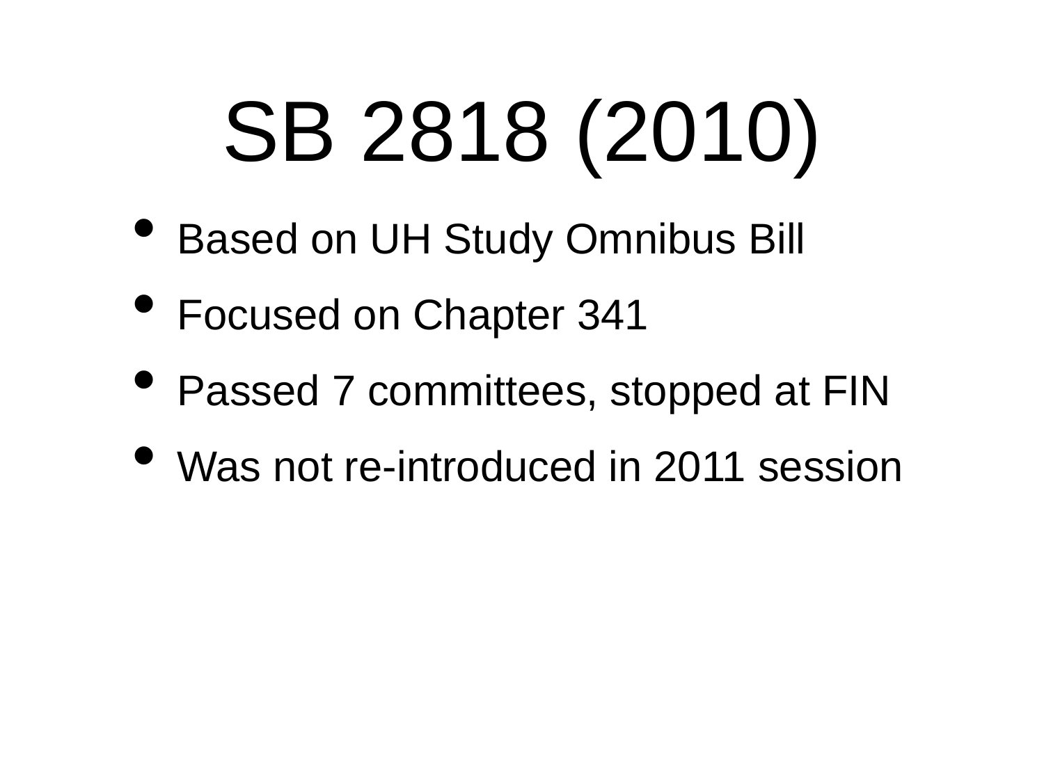# SB 2818 (2010)

- Based on UH Study Omnibus Bill
- Focused on Chapter 341
- Passed 7 committees, stopped at FIN
- Was not re-introduced in 2011 session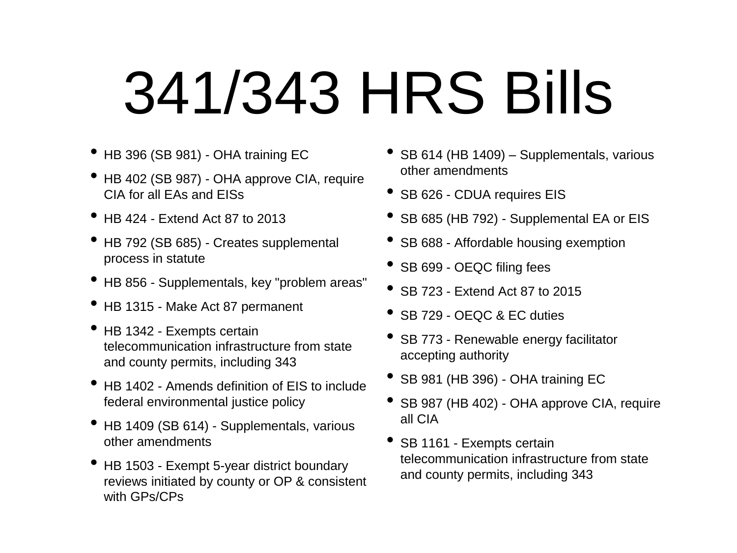# 341/343 HRS Bills

- HB 396 (SB 981) - OHA training EC
- HB 402 (SB 987) - OHA approve CIA, require CIA for all EAs and EISs
- HB 424 - Extend Act 87 to 2013
- HB 792 (SB 685) - Creates supplemental process in statute
- HB 856 - Supplementals, key "problem areas"
- HB 1315 - Make Act 87 permanent
- HB 1342 - Exempts certain telecommunication infrastructure from state and county permits, including 343
- HB 1402 - Amends definition of EIS to include federal environmental justice policy
- HB 1409 (SB 614) - Supplementals, various other amendments
- HB 1503 - Exempt 5-year district boundary reviews initiated by county or OP & consistent with GPs/CPs
- SB 614 (HB 1409) – Supplementals, various other amendments
- SB 626 - CDUA requires EIS
- SB 685 (HB 792) - Supplemental EA or EIS
- SB 688 - Affordable housing exemption
- SB 699 - OEQC filing fees
- SB 723 - Extend Act 87 to 2015
- SB 729 - OEQC & EC duties
- SB 773 - Renewable energy facilitator accepting authority
- SB 981 (HB 396) - OHA training EC
- SB 987 (HB 402) - OHA approve CIA, require all CIA
- SB 1161 - Exempts certain telecommunication infrastructure from state and county permits, including 343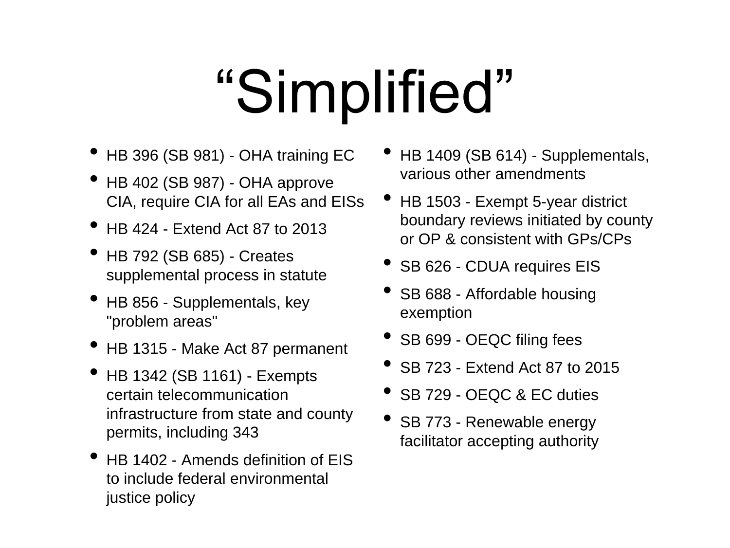# “Simplified”

- HB 396 (SB 981) - OHA training EC
- HB 402 (SB 987) - OHA approve CIA, require CIA for all EAs and EISs
- HB 424 - Extend Act 87 to 2013
- HB 792 (SB 685) - Creates supplemental process in statute
- HB 856 - Supplementals, key "problem areas"
- HB 1315 - Make Act 87 permanent
- HB 1342 (SB 1161) - Exempts certain telecommunication infrastructure from state and county permits, including 343
- HB 1402 - Amends definition of EIS to include federal environmental justice policy
- HB 1409 (SB 614) - Supplementals, various other amendments
- HB 1503 - Exempt 5-year district boundary reviews initiated by county or OP & consistent with GPs/CPs
- SB 626 - CDUA requires EIS
- SB 688 - Affordable housing exemption
- SB 699 - OEQC filing fees
- SB 723 - Extend Act 87 to 2015
- SB 729 - OEQC & EC duties
- SB 773 - Renewable energy facilitator accepting authority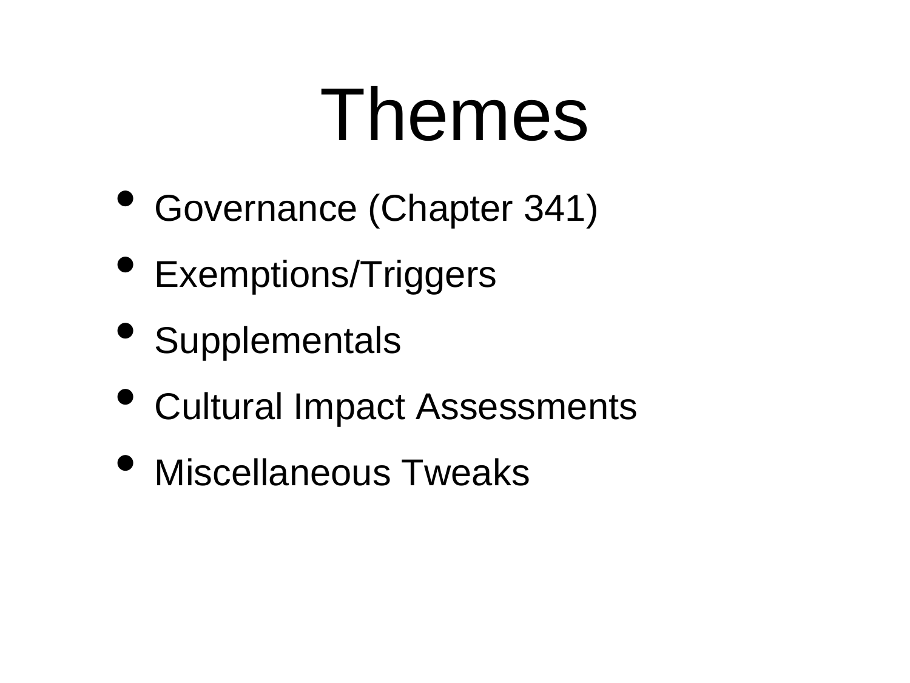# Themes

- Governance (Chapter 341)
- Exemptions/Triggers
- Supplementals
- Cultural Impact Assessments
- Miscellaneous Tweaks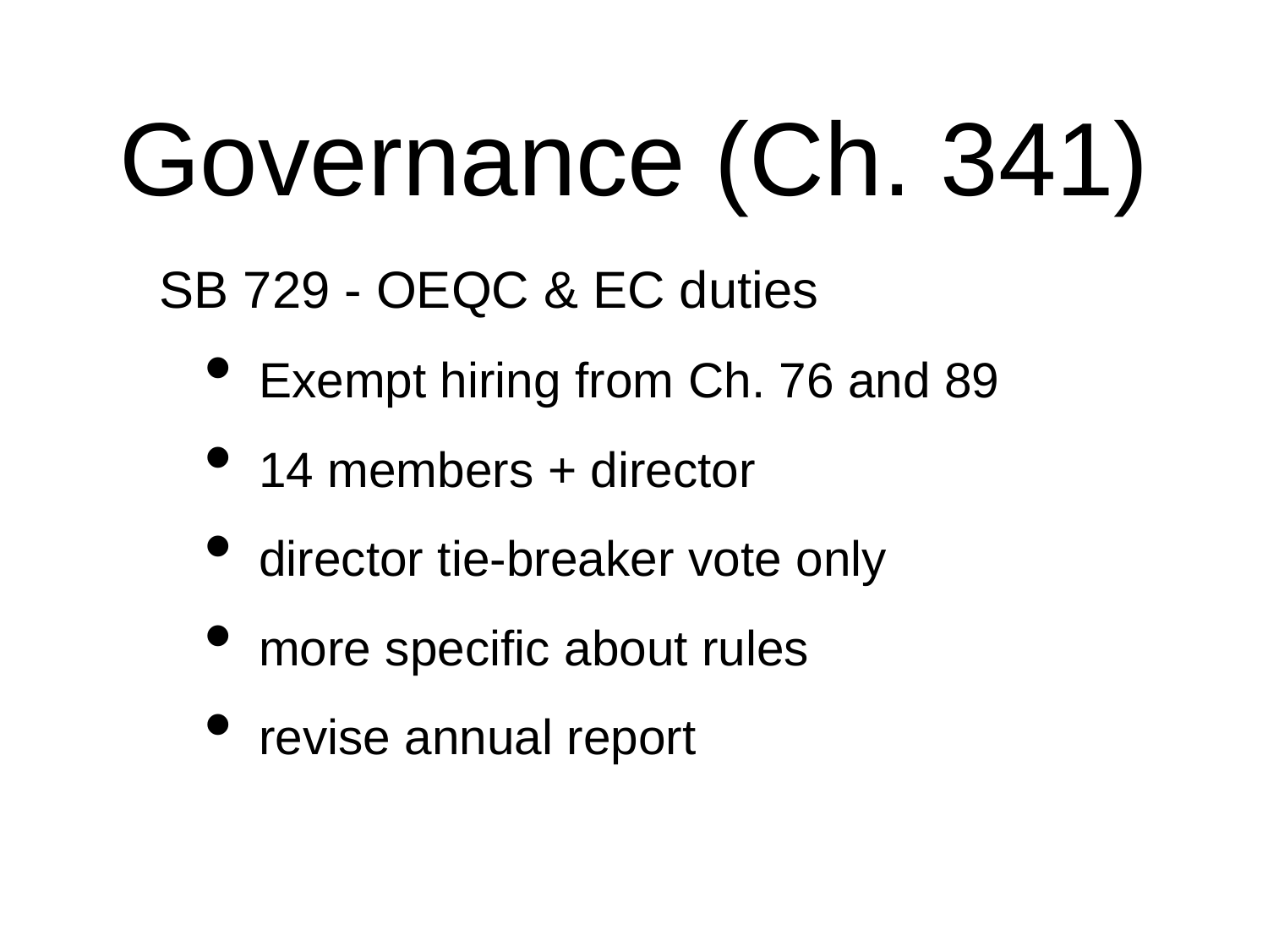# Governance (Ch. 341)

SB 729 - OEQC & EC duties

- Exempt hiring from Ch. 76 and 89
- 14 members + director
- director tie-breaker vote only
- more specific about rules
- revise annual report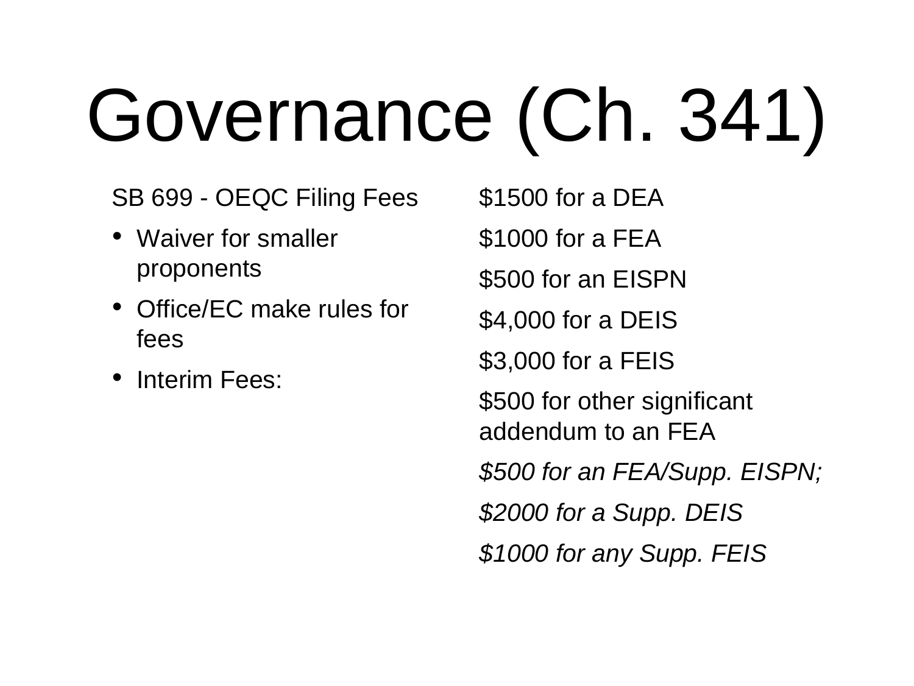# Governance (Ch. 341)

SB 699 - OEQC Filing Fees

- Waiver for smaller proponents
- Office/EC make rules for fees
- Interim Fees:

$1500 for a DEA

$1000 for a FEA

$500 for an EISPN

$4,000 for a DEIS

$3,000 for a FEIS

$500 for other significant addendum to an FEA

*$500 for an FEA/Supp. EISPN;*

*$2000 for a Supp. DEIS*

*$1000 for any Supp. FEIS*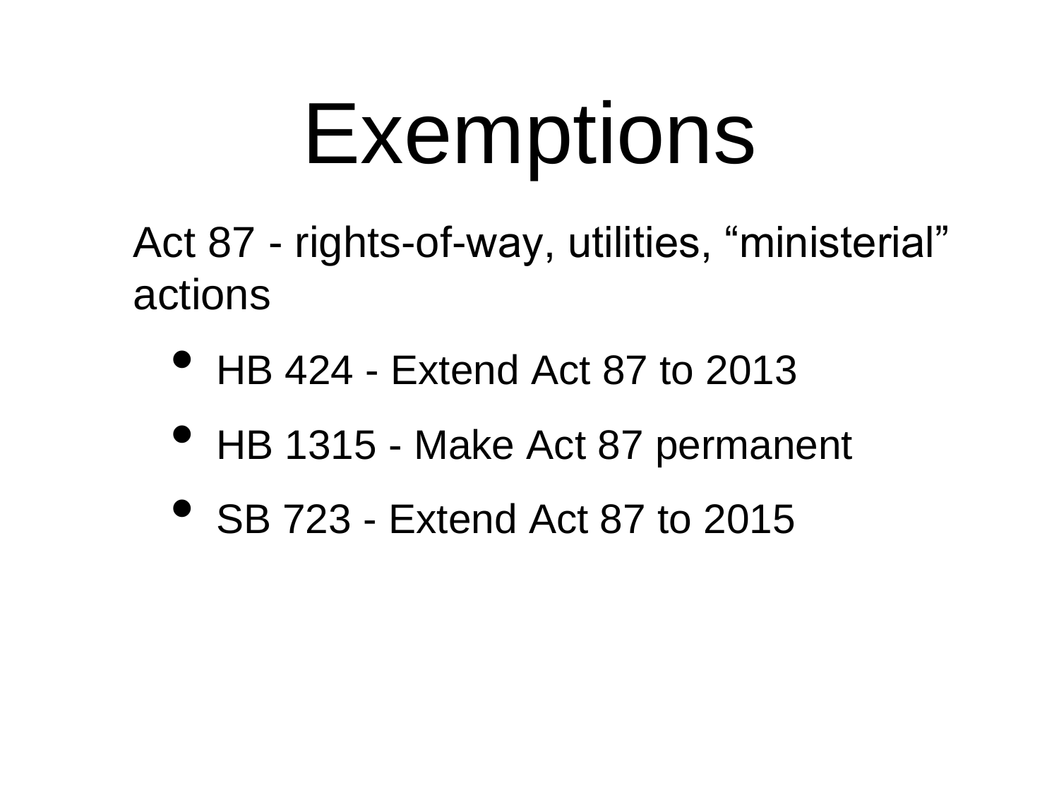# Exemptions

Act 87 - rights-of-way, utilities, “ministerial” actions

- HB 424 - Extend Act 87 to 2013
- HB 1315 - Make Act 87 permanent
- SB 723 - Extend Act 87 to 2015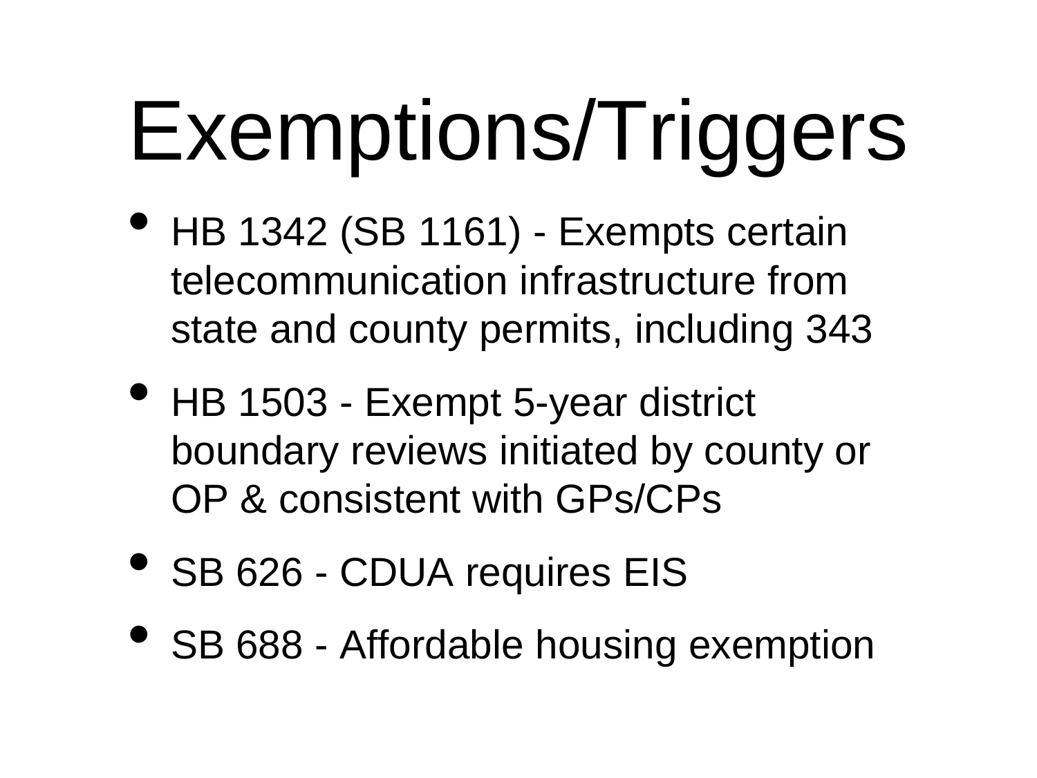# Exemptions/Triggers

- HB 1342 (SB 1161) - Exempts certain telecommunication infrastructure from state and county permits, including 343
- HB 1503 - Exempt 5-year district boundary reviews initiated by county or OP & consistent with GPs/CPs
- SB 626 - CDUA requires EIS
- SB 688 - Affordable housing exemption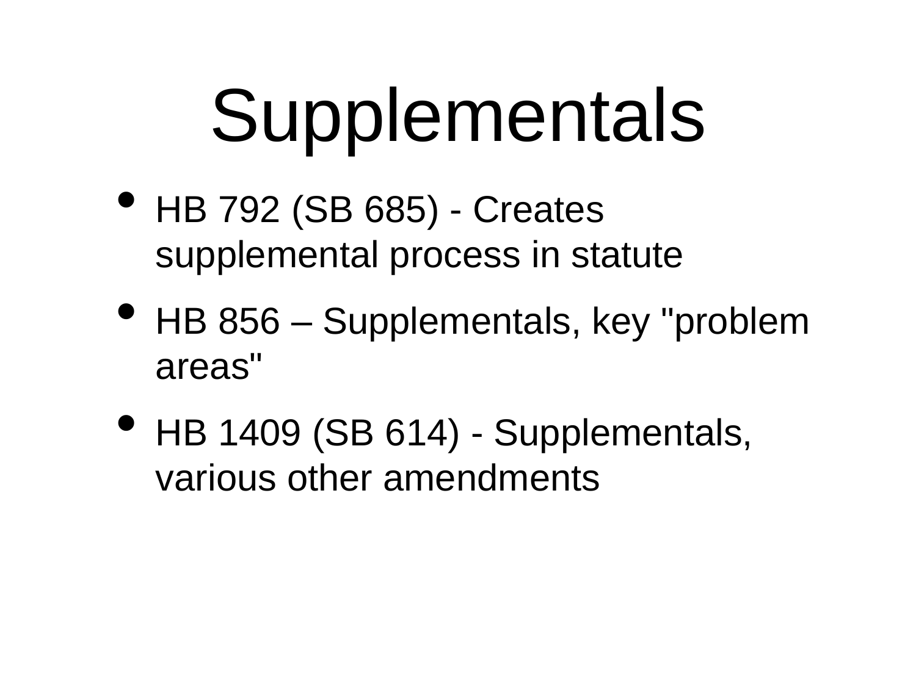# Supplementals

- HB 792 (SB 685) - Creates supplemental process in statute
- HB 856 – Supplementals, key "problem areas"
- HB 1409 (SB 614) - Supplementals, various other amendments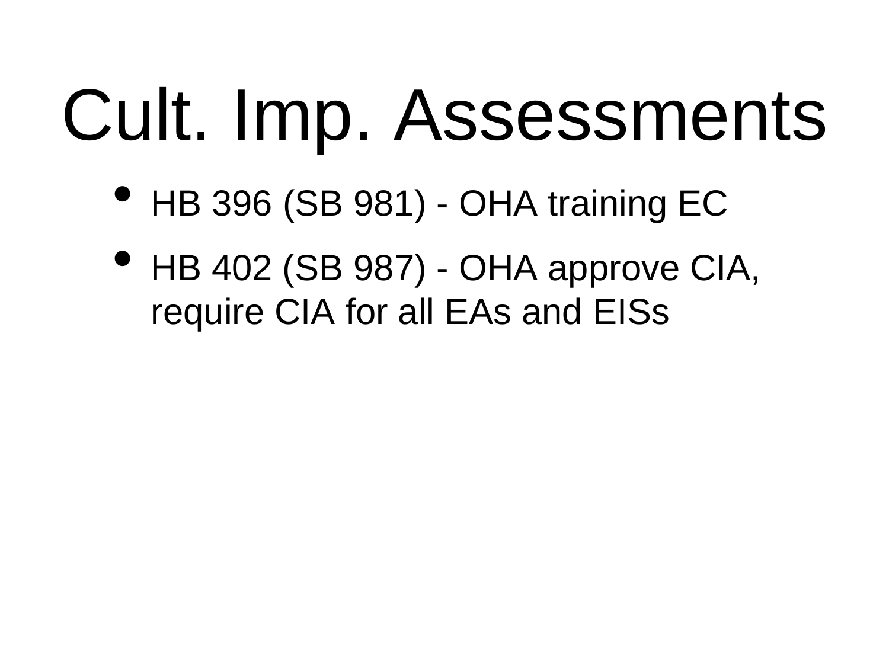# Cult. Imp. Assessments

- HB 396 (SB 981) - OHA training EC
- HB 402 (SB 987) - OHA approve CIA, require CIA for all EAs and EISs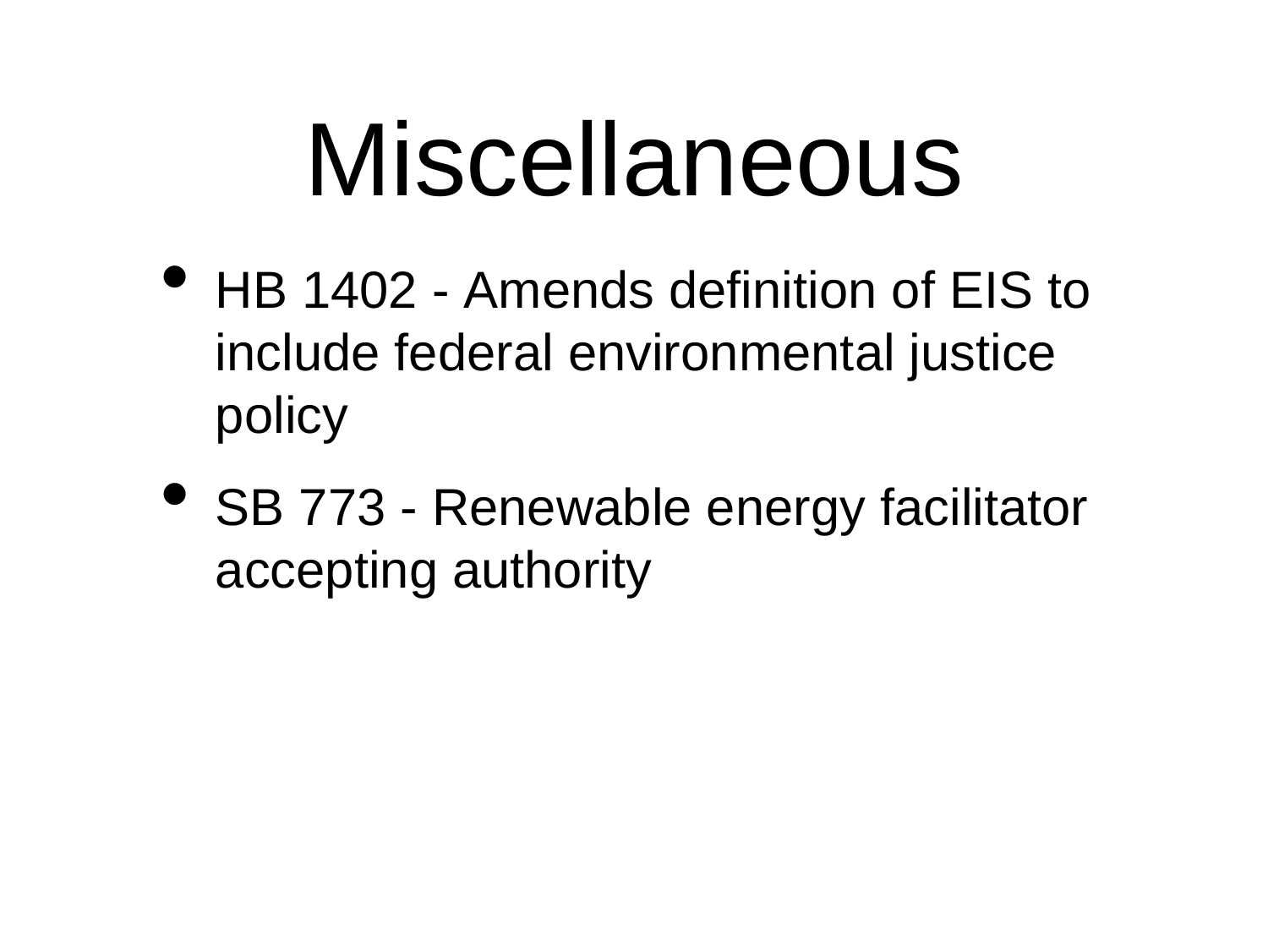# Miscellaneous

- HB 1402 - Amends definition of EIS to include federal environmental justice policy
- SB 773 - Renewable energy facilitator accepting authority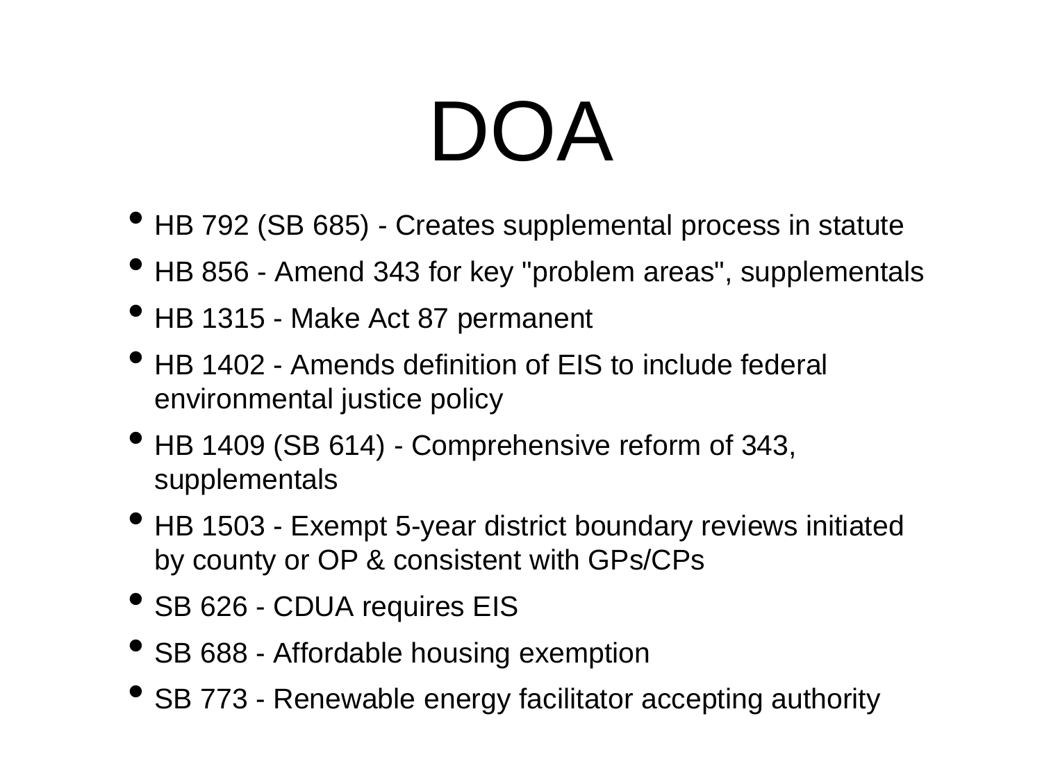# DOA

- HB 792 (SB 685) - Creates supplemental process in statute
- HB 856 - Amend 343 for key "problem areas", supplementals
- HB 1315 - Make Act 87 permanent
- HB 1402 - Amends definition of EIS to include federal environmental justice policy
- HB 1409 (SB 614) - Comprehensive reform of 343, supplementals
- HB 1503 - Exempt 5-year district boundary reviews initiated by county or OP & consistent with GPs/CPs
- SB 626 - CDUA requires EIS
- SB 688 - Affordable housing exemption
- SB 773 - Renewable energy facilitator accepting authority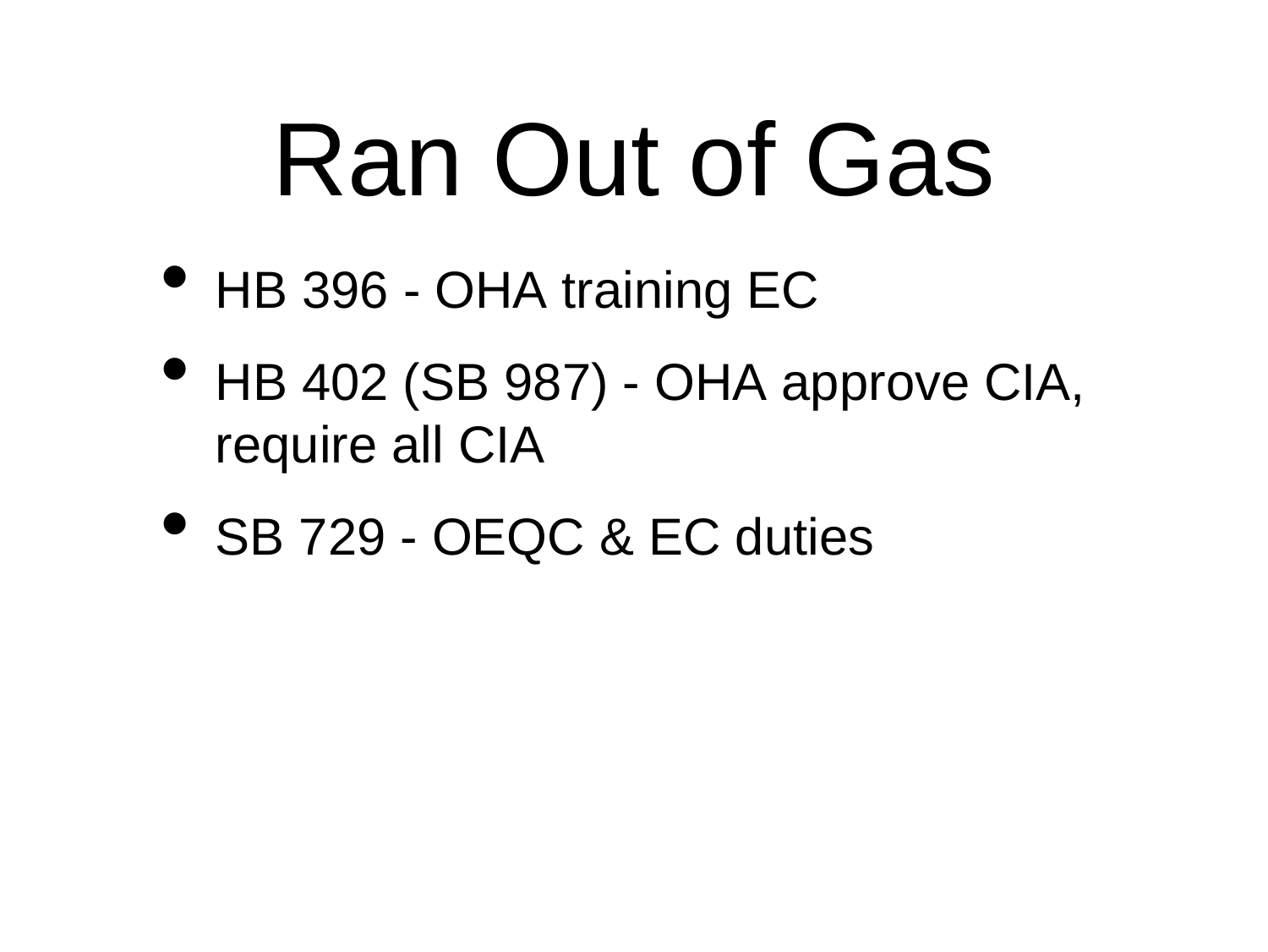# Ran Out of Gas

- HB 396 - OHA training EC
- HB 402 (SB 987) - OHA approve CIA, require all CIA
- SB 729 - OEQC & EC duties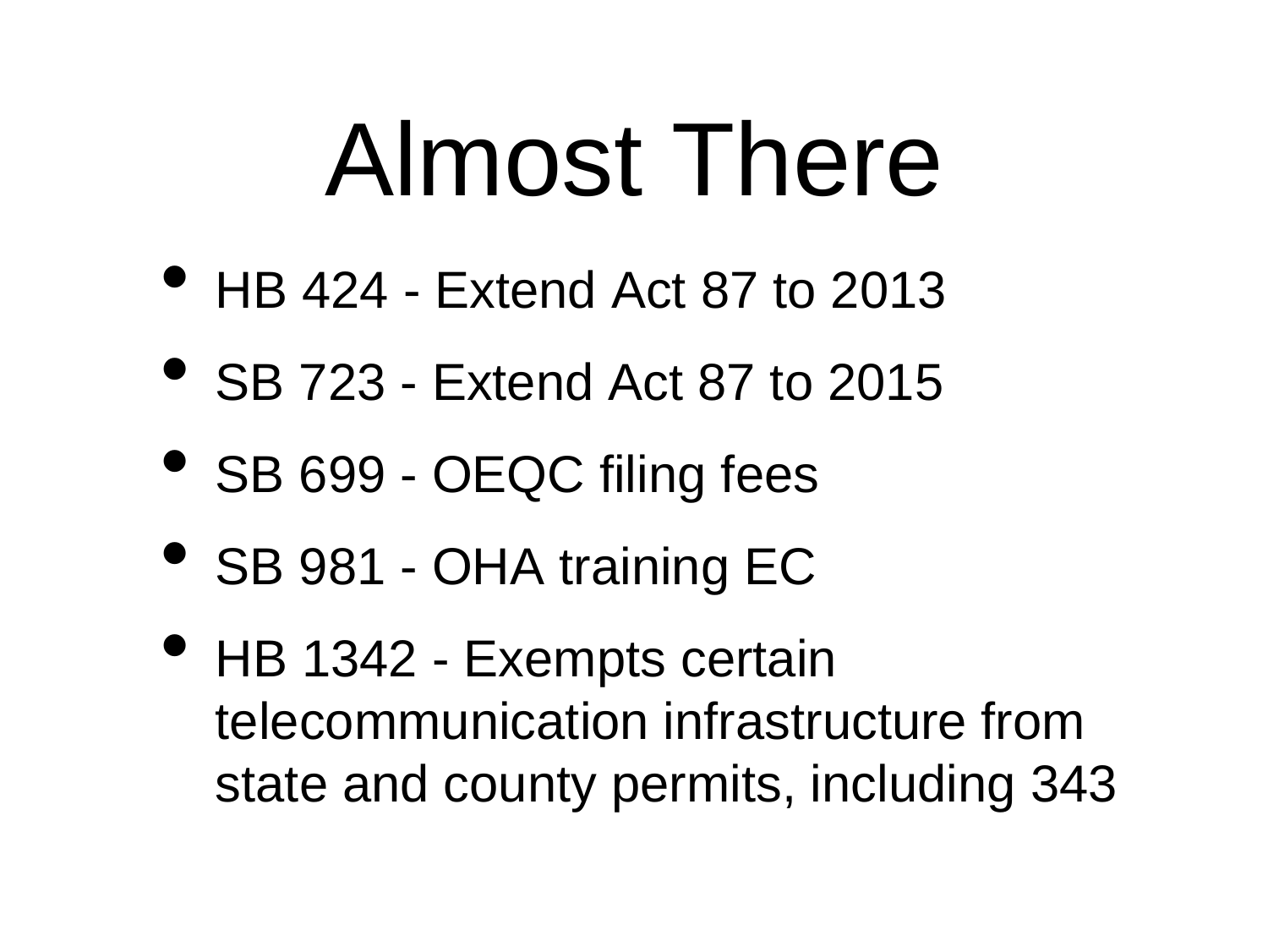# Almost There

- HB 424 - Extend Act 87 to 2013
- SB 723 - Extend Act 87 to 2015
- SB 699 - OEQC filing fees
- SB 981 - OHA training EC
- HB 1342 - Exempts certain telecommunication infrastructure from state and county permits, including 343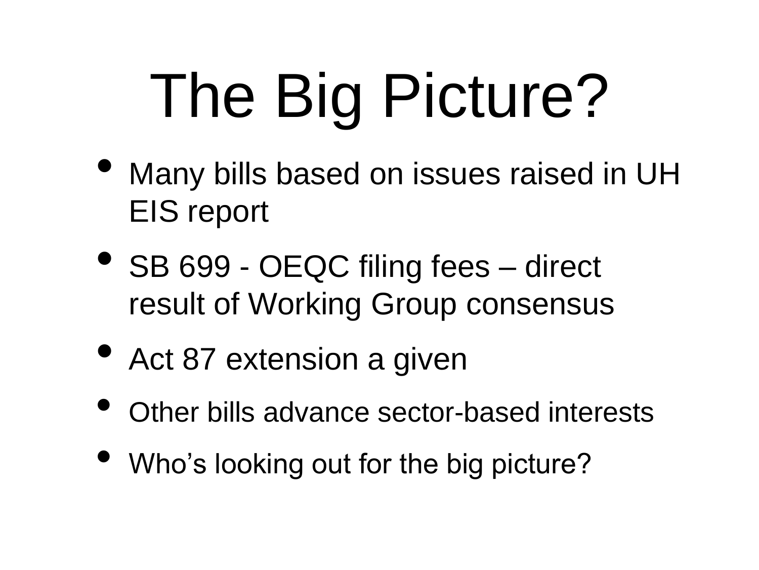# The Big Picture?

- Many bills based on issues raised in UH EIS report
- SB 699 - OEQC filing fees – direct result of Working Group consensus
- Act 87 extension a given
- Other bills advance sector-based interests
- Who's looking out for the big picture?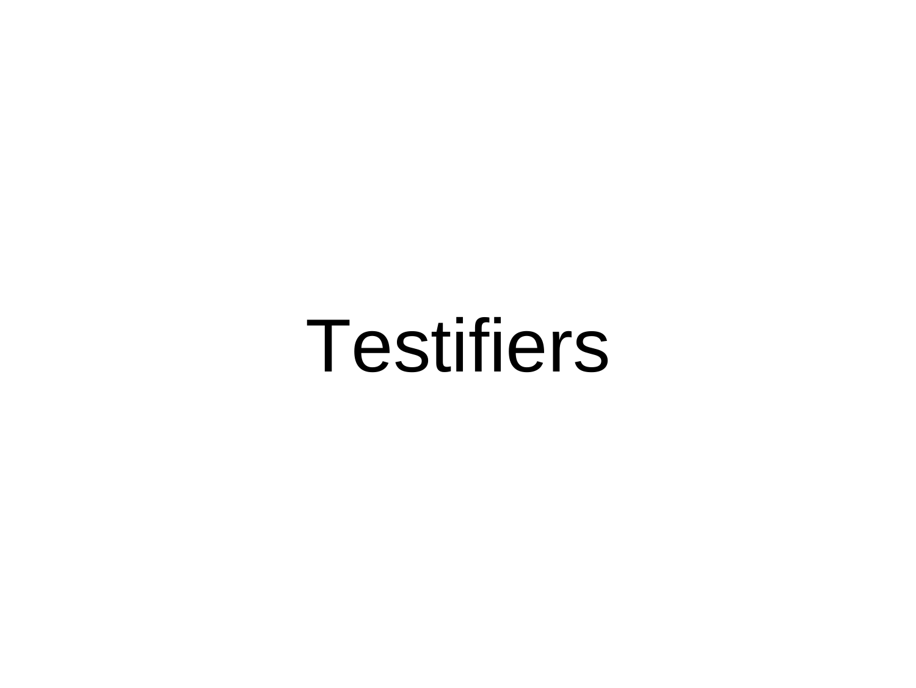# Testifiers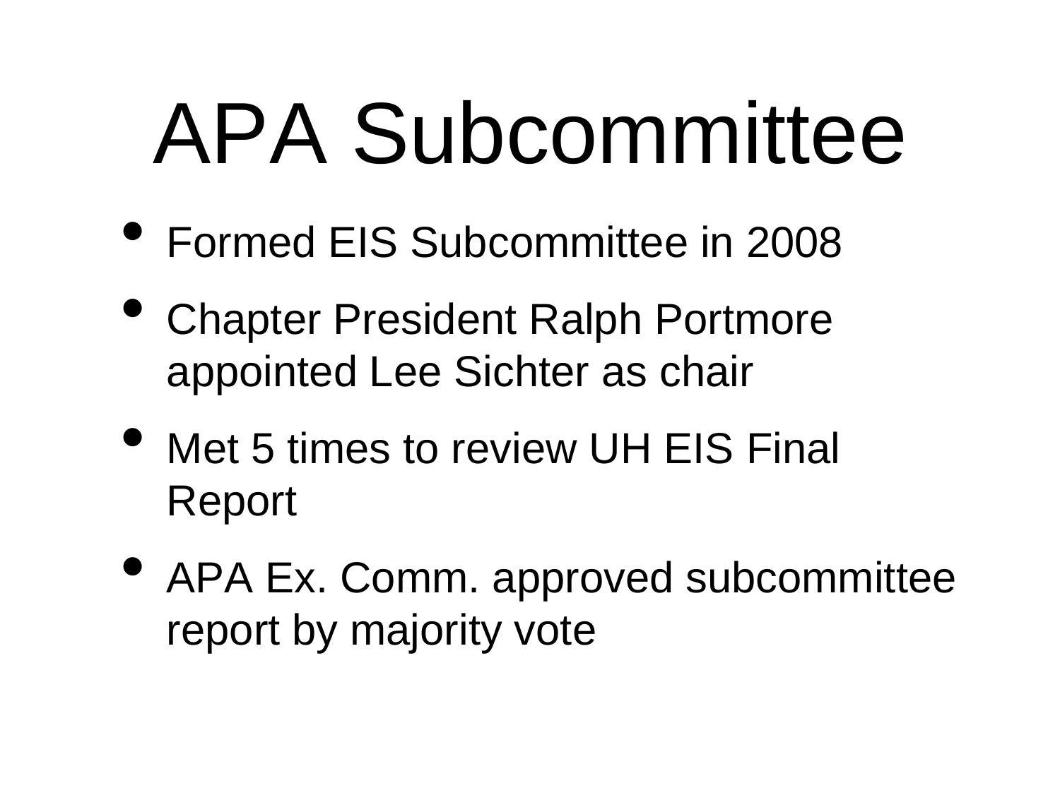# APA Subcommittee

- Formed EIS Subcommittee in 2008
- Chapter President Ralph Portmore appointed Lee Sichter as chair
- Met 5 times to review UH EIS Final Report
- APA Ex. Comm. approved subcommittee report by majority vote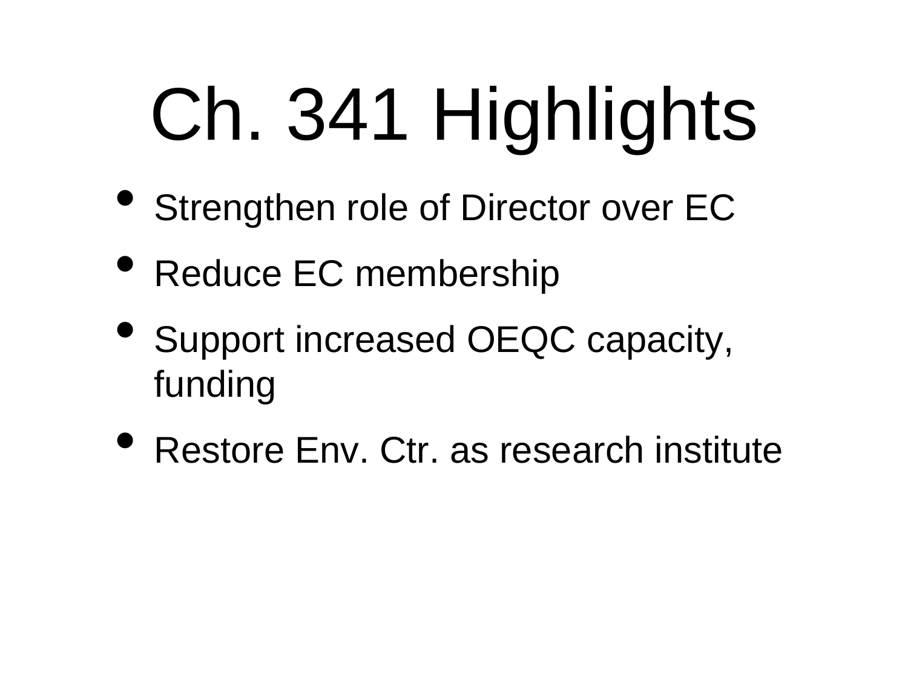# Ch. 341 Highlights

- Strengthen role of Director over EC
- Reduce EC membership
- Support increased OEQC capacity, funding
- Restore Env. Ctr. as research institute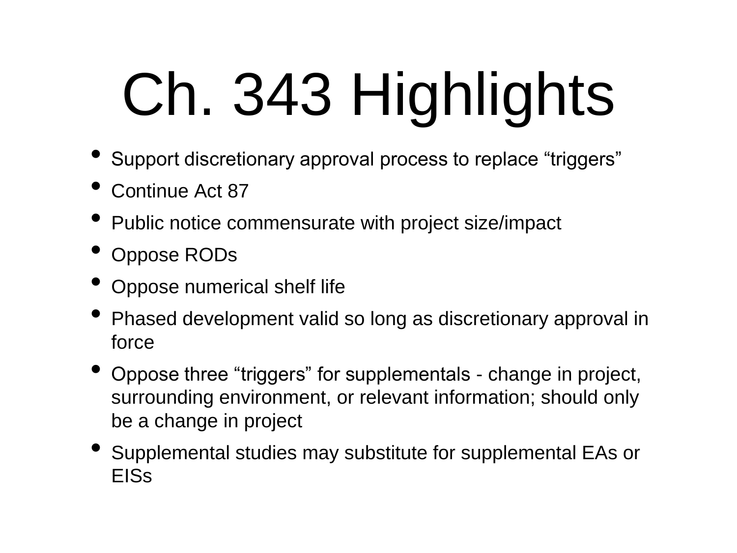# Ch. 343 Highlights

- Support discretionary approval process to replace “triggers”
- Continue Act 87
- Public notice commensurate with project size/impact
- Oppose RODs
- Oppose numerical shelf life
- Phased development valid so long as discretionary approval in force
- Oppose three “triggers” for supplementals - change in project, surrounding environment, or relevant information; should only be a change in project
- Supplemental studies may substitute for supplemental EAs or EISs